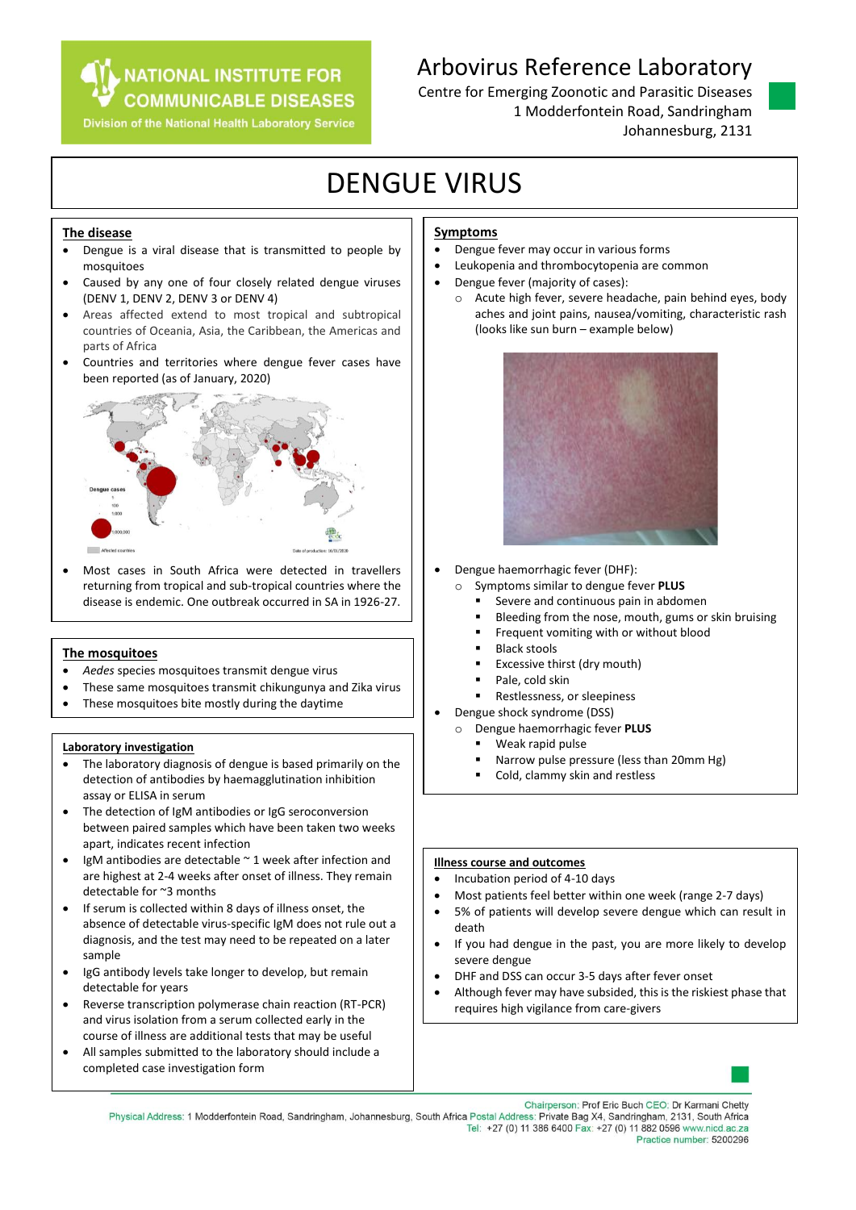**NATIONAL INSTITUTE FOR COMMUNICABLE DISEASES**
Division of the National Health Laboratory Service

# Arbovirus Reference Laboratory

Centre for Emerging Zoonotic and Parasitic Diseases
1 Modderfontein Road, Sandringham
Johannesburg, 2131

# DENGUE VIRUS

## The disease

- Dengue is a viral disease that is transmitted to people by mosquitoes
- Caused by any one of four closely related dengue viruses (DENV 1, DENV 2, DENV 3 or DENV 4)
- Areas affected extend to most tropical and subtropical countries of Oceania, Asia, the Caribbean, the Americas and parts of Africa
- Countries and territories where dengue fever cases have been reported (as of January, 2020)
- Most cases in South Africa were detected in travellers returning from tropical and sub-tropical countries where the disease is endemic. One outbreak occurred in SA in 1926-27.

## The mosquitoes

- *Aedes* species mosquitoes transmit dengue virus
- These same mosquitoes transmit chikungunya and Zika virus
- These mosquitoes bite mostly during the daytime

## Laboratory investigation

- The laboratory diagnosis of dengue is based primarily on the detection of antibodies by haemagglutination inhibition assay or ELISA in serum
- The detection of IgM antibodies or IgG seroconversion between paired samples which have been taken two weeks apart, indicates recent infection
- IgM antibodies are detectable ~ 1 week after infection and are highest at 2-4 weeks after onset of illness. They remain detectable for ~3 months
- If serum is collected within 8 days of illness onset, the absence of detectable virus-specific IgM does not rule out a diagnosis, and the test may need to be repeated on a later sample
- IgG antibody levels take longer to develop, but remain detectable for years
- Reverse transcription polymerase chain reaction (RT-PCR) and virus isolation from a serum collected early in the course of illness are additional tests that may be useful
- All samples submitted to the laboratory should include a completed case investigation form

## Symptoms

- Dengue fever may occur in various forms
- Leukopenia and thrombocytopenia are common
- Dengue fever (majority of cases):
  - Acute high fever, severe headache, pain behind eyes, body aches and joint pains, nausea/vomiting, characteristic rash (looks like sun burn – example below)
- Dengue haemorrhagic fever (DHF):
  - Symptoms similar to dengue fever **PLUS**
    - Severe and continuous pain in abdomen
    - Bleeding from the nose, mouth, gums or skin bruising
    - Frequent vomiting with or without blood
    - Black stools
    - Excessive thirst (dry mouth)
    - Pale, cold skin
    - Restlessness, or sleepiness
- Dengue shock syndrome (DSS)
  - Dengue haemorrhagic fever **PLUS**
    - Weak rapid pulse
    - Narrow pulse pressure (less than 20mm Hg)
    - Cold, clammy skin and restless

## Illness course and outcomes

- Incubation period of 4-10 days
- Most patients feel better within one week (range 2-7 days)
- 5% of patients will develop severe dengue which can result in death
- If you had dengue in the past, you are more likely to develop severe dengue
- DHF and DSS can occur 3-5 days after fever onset
- Although fever may have subsided, this is the riskiest phase that requires high vigilance from care-givers

Chairperson: Prof Eric Buch CEO: Dr Karmani Chetty
Physical Address: 1 Modderfontein Road, Sandringham, Johannesburg, South Africa Postal Address: Private Bag X4, Sandringham, 2131, South Africa
Tel: +27 (0) 11 386 6400 Fax: +27 (0) 11 882 0596 www.nicd.ac.za
Practice number: 5200296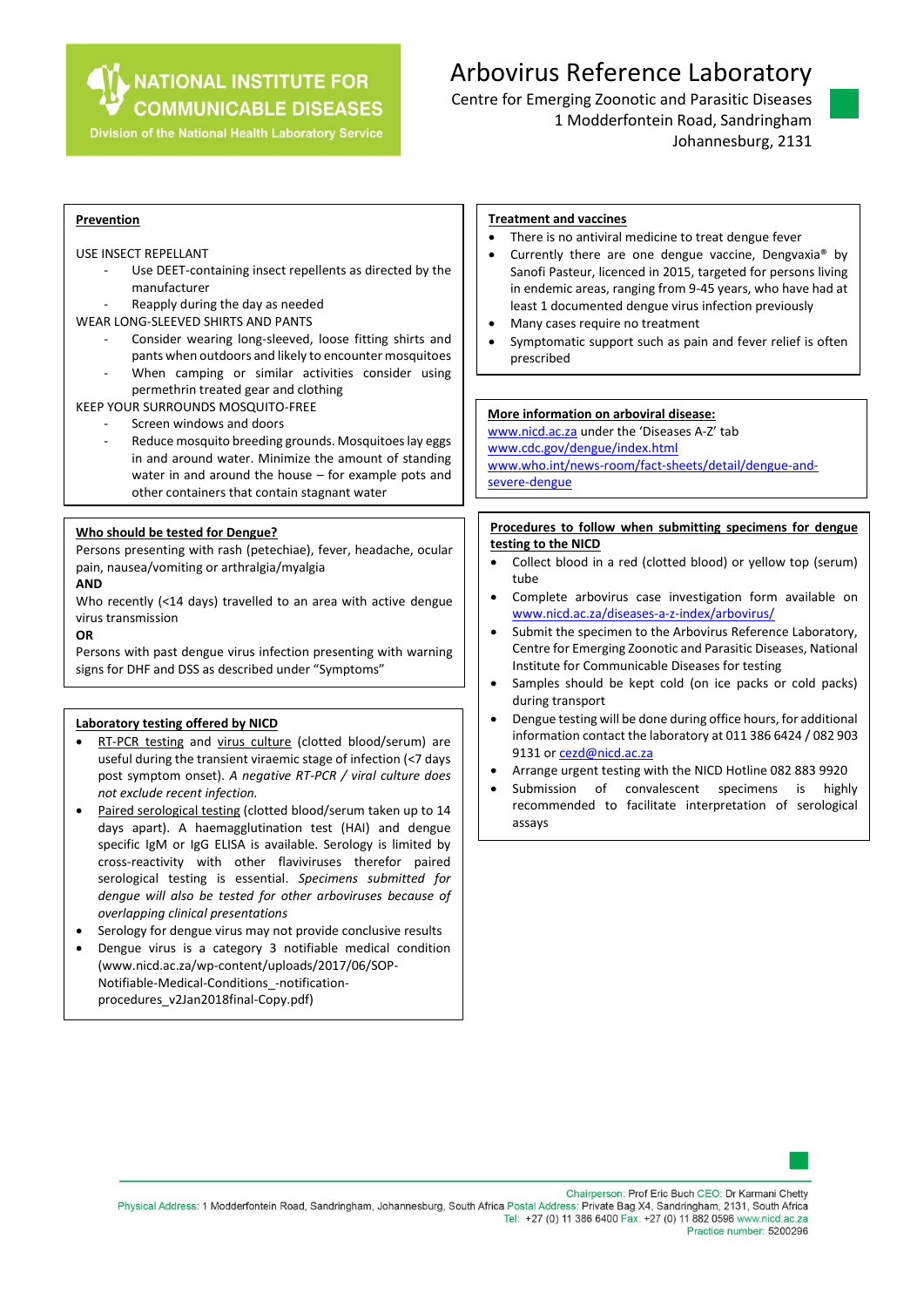# Arbovirus Reference Laboratory

Centre for Emerging Zoonotic and Parasitic Diseases
1 Modderfontein Road, Sandringham
Johannesburg, 2131

## Prevention

USE INSECT REPELLANT

- Use DEET-containing insect repellents as directed by the manufacturer
- Reapply during the day as needed

WEAR LONG-SLEEVED SHIRTS AND PANTS

- Consider wearing long-sleeved, loose fitting shirts and pants when outdoors and likely to encounter mosquitoes
- When camping or similar activities consider using permethrin treated gear and clothing

KEEP YOUR SURROUNDS MOSQUITO-FREE

- Screen windows and doors
- Reduce mosquito breeding grounds. Mosquitoes lay eggs in and around water. Minimize the amount of standing water in and around the house – for example pots and other containers that contain stagnant water

## Who should be tested for Dengue?

Persons presenting with rash (petechiae), fever, headache, ocular pain, nausea/vomiting or arthralgia/myalgia

**AND**

Who recently (<14 days) travelled to an area with active dengue virus transmission

**OR**

Persons with past dengue virus infection presenting with warning signs for DHF and DSS as described under "Symptoms"

## Laboratory testing offered by NICD

- RT-PCR testing and virus culture (clotted blood/serum) are useful during the transient viraemic stage of infection (<7 days post symptom onset). *A negative RT-PCR / viral culture does not exclude recent infection.*
- Paired serological testing (clotted blood/serum taken up to 14 days apart). A haemagglutination test (HAI) and dengue specific IgM or IgG ELISA is available. Serology is limited by cross-reactivity with other flaviviruses therefor paired serological testing is essential. *Specimens submitted for dengue will also be tested for other arboviruses because of overlapping clinical presentations*
- Serology for dengue virus may not provide conclusive results
- Dengue virus is a category 3 notifiable medical condition (www.nicd.ac.za/wp-content/uploads/2017/06/SOP-Notifiable-Medical-Conditions_-notification-procedures_v2Jan2018final-Copy.pdf)

## Treatment and vaccines

- There is no antiviral medicine to treat dengue fever
- Currently there are one dengue vaccine, Dengvaxia® by Sanofi Pasteur, licenced in 2015, targeted for persons living in endemic areas, ranging from 9-45 years, who have had at least 1 documented dengue virus infection previously
- Many cases require no treatment
- Symptomatic support such as pain and fever relief is often prescribed

## More information on arboviral disease:

www.nicd.ac.za under the 'Diseases A-Z' tab
www.cdc.gov/dengue/index.html
www.who.int/news-room/fact-sheets/detail/dengue-and-severe-dengue

## Procedures to follow when submitting specimens for dengue testing to the NICD

- Collect blood in a red (clotted blood) or yellow top (serum) tube
- Complete arbovirus case investigation form available on www.nicd.ac.za/diseases-a-z-index/arbovirus/
- Submit the specimen to the Arbovirus Reference Laboratory, Centre for Emerging Zoonotic and Parasitic Diseases, National Institute for Communicable Diseases for testing
- Samples should be kept cold (on ice packs or cold packs) during transport
- Dengue testing will be done during office hours, for additional information contact the laboratory at 011 386 6424 / 082 903 9131 or cezd@nicd.ac.za
- Arrange urgent testing with the NICD Hotline 082 883 9920
- Submission of convalescent specimens is highly recommended to facilitate interpretation of serological assays